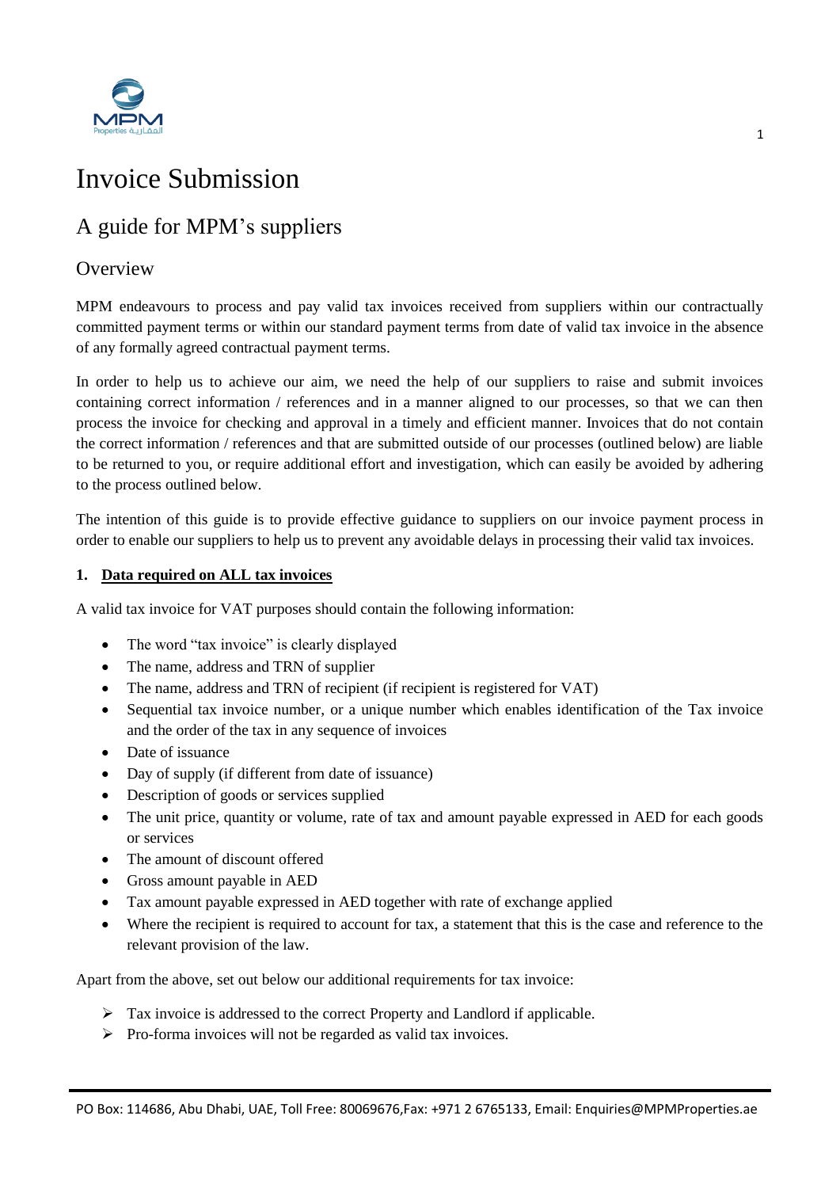# Invoice Submission

## A guide for MPM's suppliers

### Overview

MPM endeavours to process and pay valid tax invoices received from suppliers within our contractually committed payment terms or within our standard payment terms from date of valid tax invoice in the absence of any formally agreed contractual payment terms.

In order to help us to achieve our aim, we need the help of our suppliers to raise and submit invoices containing correct information / references and in a manner aligned to our processes, so that we can then process the invoice for checking and approval in a timely and efficient manner. Invoices that do not contain the correct information / references and that are submitted outside of our processes (outlined below) are liable to be returned to you, or require additional effort and investigation, which can easily be avoided by adhering to the process outlined below.

The intention of this guide is to provide effective guidance to suppliers on our invoice payment process in order to enable our suppliers to help us to prevent any avoidable delays in processing their valid tax invoices.

**1. Data required on ALL tax invoices**

A valid tax invoice for VAT purposes should contain the following information:

- The word "tax invoice" is clearly displayed
- The name, address and TRN of supplier
- The name, address and TRN of recipient (if recipient is registered for VAT)
- Sequential tax invoice number, or a unique number which enables identification of the Tax invoice and the order of the tax in any sequence of invoices
- Date of issuance
- Day of supply (if different from date of issuance)
- Description of goods or services supplied
- The unit price, quantity or volume, rate of tax and amount payable expressed in AED for each goods or services
- The amount of discount offered
- Gross amount payable in AED
- Tax amount payable expressed in AED together with rate of exchange applied
- Where the recipient is required to account for tax, a statement that this is the case and reference to the relevant provision of the law.

Apart from the above, set out below our additional requirements for tax invoice:

- ➢ Tax invoice is addressed to the correct Property and Landlord if applicable.
- ➢ Pro-forma invoices will not be regarded as valid tax invoices.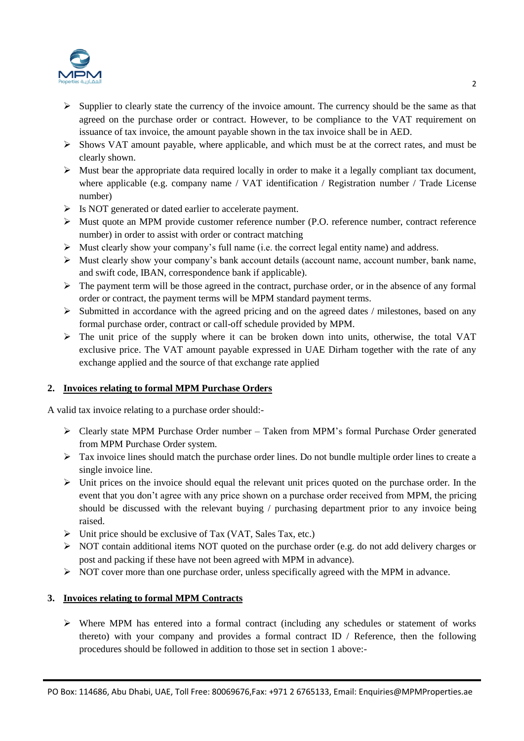- Supplier to clearly state the currency of the invoice amount. The currency should be the same as that agreed on the purchase order or contract. However, to be compliance to the VAT requirement on issuance of tax invoice, the amount payable shown in the tax invoice shall be in AED.
- Shows VAT amount payable, where applicable, and which must be at the correct rates, and must be clearly shown.
- Must bear the appropriate data required locally in order to make it a legally compliant tax document, where applicable (e.g. company name / VAT identification / Registration number / Trade License number)
- Is NOT generated or dated earlier to accelerate payment.
- Must quote an MPM provide customer reference number (P.O. reference number, contract reference number) in order to assist with order or contract matching
- Must clearly show your company's full name (i.e. the correct legal entity name) and address.
- Must clearly show your company's bank account details (account name, account number, bank name, and swift code, IBAN, correspondence bank if applicable).
- The payment term will be those agreed in the contract, purchase order, or in the absence of any formal order or contract, the payment terms will be MPM standard payment terms.
- Submitted in accordance with the agreed pricing and on the agreed dates / milestones, based on any formal purchase order, contract or call-off schedule provided by MPM.
- The unit price of the supply where it can be broken down into units, otherwise, the total VAT exclusive price. The VAT amount payable expressed in UAE Dirham together with the rate of any exchange applied and the source of that exchange rate applied

## 2. Invoices relating to formal MPM Purchase Orders

A valid tax invoice relating to a purchase order should:-

- Clearly state MPM Purchase Order number – Taken from MPM's formal Purchase Order generated from MPM Purchase Order system.
- Tax invoice lines should match the purchase order lines. Do not bundle multiple order lines to create a single invoice line.
- Unit prices on the invoice should equal the relevant unit prices quoted on the purchase order. In the event that you don't agree with any price shown on a purchase order received from MPM, the pricing should be discussed with the relevant buying / purchasing department prior to any invoice being raised.
- Unit price should be exclusive of Tax (VAT, Sales Tax, etc.)
- NOT contain additional items NOT quoted on the purchase order (e.g. do not add delivery charges or post and packing if these have not been agreed with MPM in advance).
- NOT cover more than one purchase order, unless specifically agreed with the MPM in advance.

## 3. Invoices relating to formal MPM Contracts

- Where MPM has entered into a formal contract (including any schedules or statement of works thereto) with your company and provides a formal contract ID / Reference, then the following procedures should be followed in addition to those set in section 1 above:-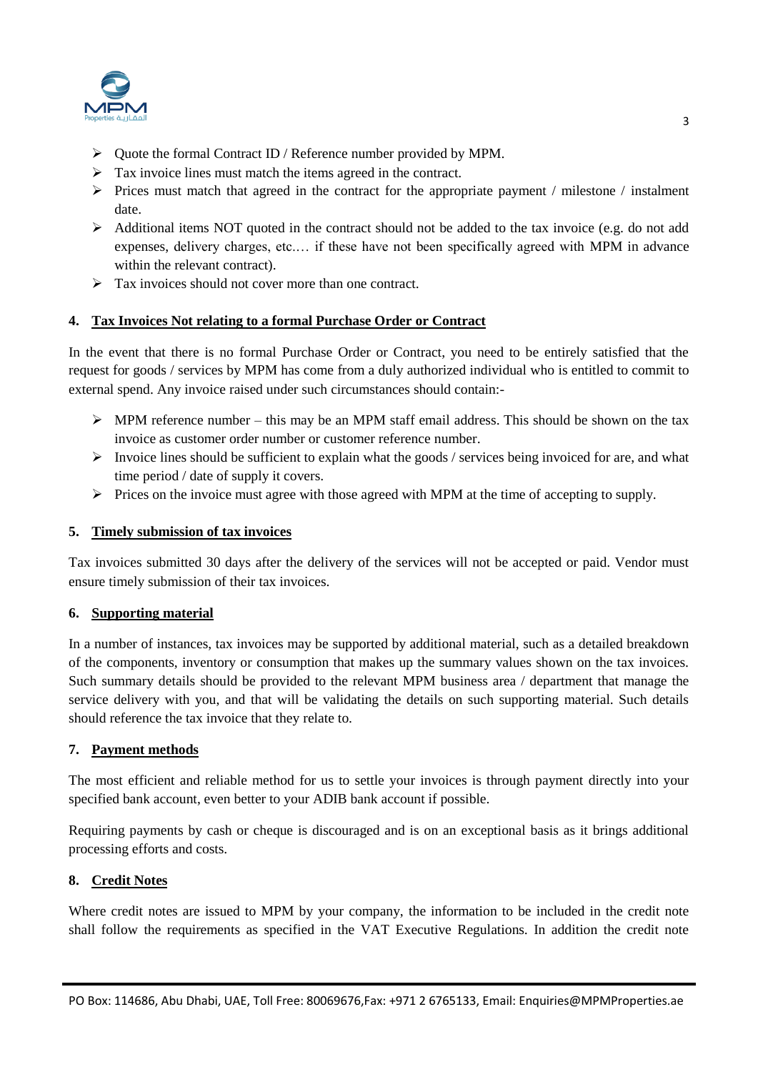- Quote the formal Contract ID / Reference number provided by MPM.
- Tax invoice lines must match the items agreed in the contract.
- Prices must match that agreed in the contract for the appropriate payment / milestone / instalment date.
- Additional items NOT quoted in the contract should not be added to the tax invoice (e.g. do not add expenses, delivery charges, etc.… if these have not been specifically agreed with MPM in advance within the relevant contract).
- Tax invoices should not cover more than one contract.

## 4. Tax Invoices Not relating to a formal Purchase Order or Contract

In the event that there is no formal Purchase Order or Contract, you need to be entirely satisfied that the request for goods / services by MPM has come from a duly authorized individual who is entitled to commit to external spend. Any invoice raised under such circumstances should contain:-

- MPM reference number – this may be an MPM staff email address. This should be shown on the tax invoice as customer order number or customer reference number.
- Invoice lines should be sufficient to explain what the goods / services being invoiced for are, and what time period / date of supply it covers.
- Prices on the invoice must agree with those agreed with MPM at the time of accepting to supply.

## 5. Timely submission of tax invoices

Tax invoices submitted 30 days after the delivery of the services will not be accepted or paid. Vendor must ensure timely submission of their tax invoices.

## 6. Supporting material

In a number of instances, tax invoices may be supported by additional material, such as a detailed breakdown of the components, inventory or consumption that makes up the summary values shown on the tax invoices. Such summary details should be provided to the relevant MPM business area / department that manage the service delivery with you, and that will be validating the details on such supporting material. Such details should reference the tax invoice that they relate to.

## 7. Payment methods

The most efficient and reliable method for us to settle your invoices is through payment directly into your specified bank account, even better to your ADIB bank account if possible.

Requiring payments by cash or cheque is discouraged and is on an exceptional basis as it brings additional processing efforts and costs.

## 8. Credit Notes

Where credit notes are issued to MPM by your company, the information to be included in the credit note shall follow the requirements as specified in the VAT Executive Regulations. In addition the credit note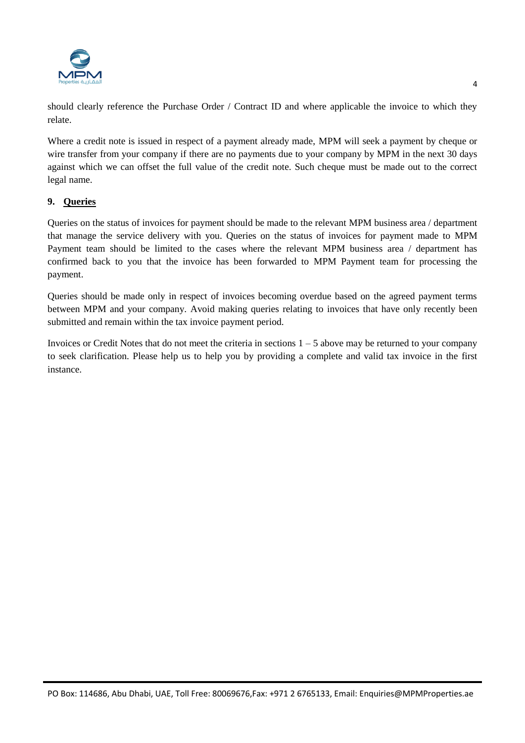should clearly reference the Purchase Order / Contract ID and where applicable the invoice to which they relate.

Where a credit note is issued in respect of a payment already made, MPM will seek a payment by cheque or wire transfer from your company if there are no payments due to your company by MPM in the next 30 days against which we can offset the full value of the credit note. Such cheque must be made out to the correct legal name.

## 9. Queries

Queries on the status of invoices for payment should be made to the relevant MPM business area / department that manage the service delivery with you. Queries on the status of invoices for payment made to MPM Payment team should be limited to the cases where the relevant MPM business area / department has confirmed back to you that the invoice has been forwarded to MPM Payment team for processing the payment.

Queries should be made only in respect of invoices becoming overdue based on the agreed payment terms between MPM and your company. Avoid making queries relating to invoices that have only recently been submitted and remain within the tax invoice payment period.

Invoices or Credit Notes that do not meet the criteria in sections 1 – 5 above may be returned to your company to seek clarification. Please help us to help you by providing a complete and valid tax invoice in the first instance.